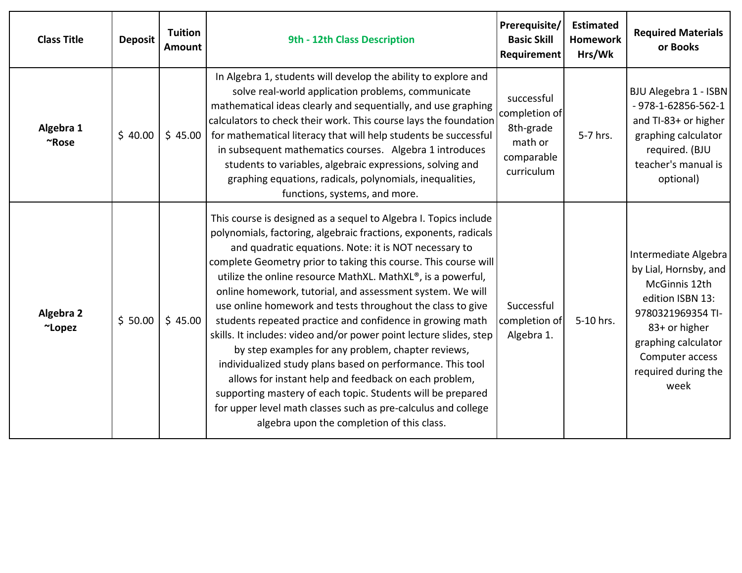| Class Title | Deposit | Tuition Amount | 9th - 12th Class Description | Prerequisite/ Basic Skill Requirement | Estimated Homework Hrs/Wk | Required Materials or Books |
|---|---|---|---|---|---|---|
| **Algebra 1 ~Rose** | $ 40.00 | $ 45.00 | In Algebra 1, students will develop the ability to explore and solve real-world application problems, communicate mathematical ideas clearly and sequentially, and use graphing calculators to check their work. This course lays the foundation for mathematical literacy that will help students be successful in subsequent mathematics courses. Algebra 1 introduces students to variables, algebraic expressions, solving and graphing equations, radicals, polynomials, inequalities, functions, systems, and more. | successful completion of 8th-grade math or comparable curriculum | 5-7 hrs. | BJU Alegebra 1 - ISBN - 978-1-62856-562-1 and TI-83+ or higher graphing calculator required. (BJU teacher's manual is optional) |
| **Algebra 2 ~Lopez** | $ 50.00 | $ 45.00 | This course is designed as a sequel to Algebra I. Topics include polynomials, factoring, algebraic fractions, exponents, radicals and quadratic equations. Note: it is NOT necessary to complete Geometry prior to taking this course. This course will utilize the online resource MathXL. MathXL®, is a powerful, online homework, tutorial, and assessment system. We will use online homework and tests throughout the class to give students repeated practice and confidence in growing math skills. It includes: video and/or power point lecture slides, step by step examples for any problem, chapter reviews, individualized study plans based on performance. This tool allows for instant help and feedback on each problem, supporting mastery of each topic. Students will be prepared for upper level math classes such as pre-calculus and college algebra upon the completion of this class. | Successful completion of Algebra 1. | 5-10 hrs. | Intermediate Algebra by Lial, Hornsby, and McGinnis 12th edition ISBN 13: 9780321969354 TI-83+ or higher graphing calculator Computer access required during the week |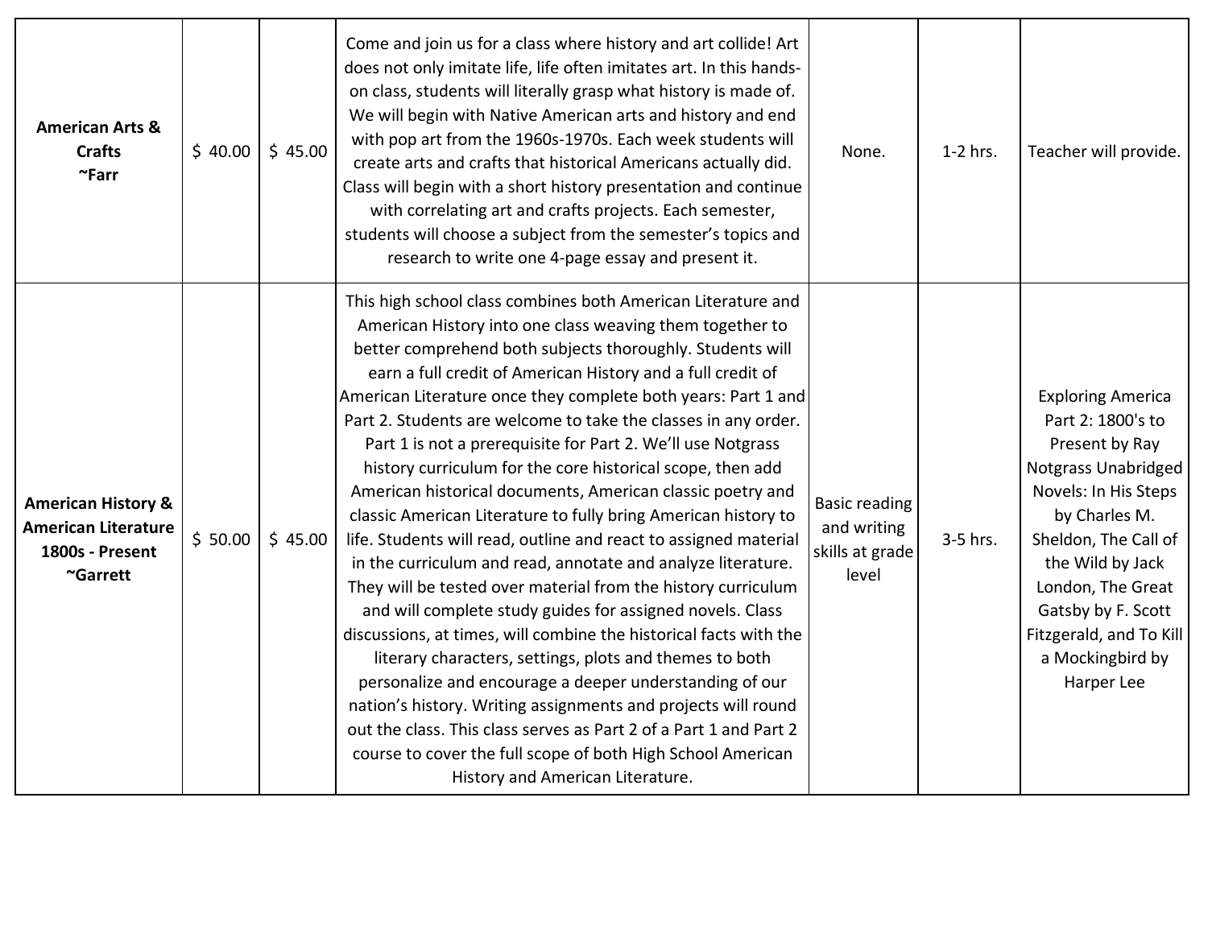| | | | | | | |
|---|---|---|---|---|---|---|
| **American Arts & Crafts ~Farr** | $ 40.00 | $ 45.00 | Come and join us for a class where history and art collide! Art does not only imitate life, life often imitates art. In this hands-on class, students will literally grasp what history is made of. We will begin with Native American arts and history and end with pop art from the 1960s-1970s. Each week students will create arts and crafts that historical Americans actually did. Class will begin with a short history presentation and continue with correlating art and crafts projects. Each semester, students will choose a subject from the semester's topics and research to write one 4-page essay and present it. | None. | 1-2 hrs. | Teacher will provide. |
| **American History & American Literature 1800s - Present ~Garrett** | $ 50.00 | $ 45.00 | This high school class combines both American Literature and American History into one class weaving them together to better comprehend both subjects thoroughly. Students will earn a full credit of American History and a full credit of American Literature once they complete both years: Part 1 and Part 2. Students are welcome to take the classes in any order. Part 1 is not a prerequisite for Part 2. We'll use Notgrass history curriculum for the core historical scope, then add American historical documents, American classic poetry and classic American Literature to fully bring American history to life. Students will read, outline and react to assigned material in the curriculum and read, annotate and analyze literature. They will be tested over material from the history curriculum and will complete study guides for assigned novels. Class discussions, at times, will combine the historical facts with the literary characters, settings, plots and themes to both personalize and encourage a deeper understanding of our nation's history. Writing assignments and projects will round out the class. This class serves as Part 2 of a Part 1 and Part 2 course to cover the full scope of both High School American History and American Literature. | Basic reading and writing skills at grade level | 3-5 hrs. | Exploring America Part 2: 1800's to Present by Ray Notgrass Unabridged Novels: In His Steps by Charles M. Sheldon, The Call of the Wild by Jack London, The Great Gatsby by F. Scott Fitzgerald, and To Kill a Mockingbird by Harper Lee |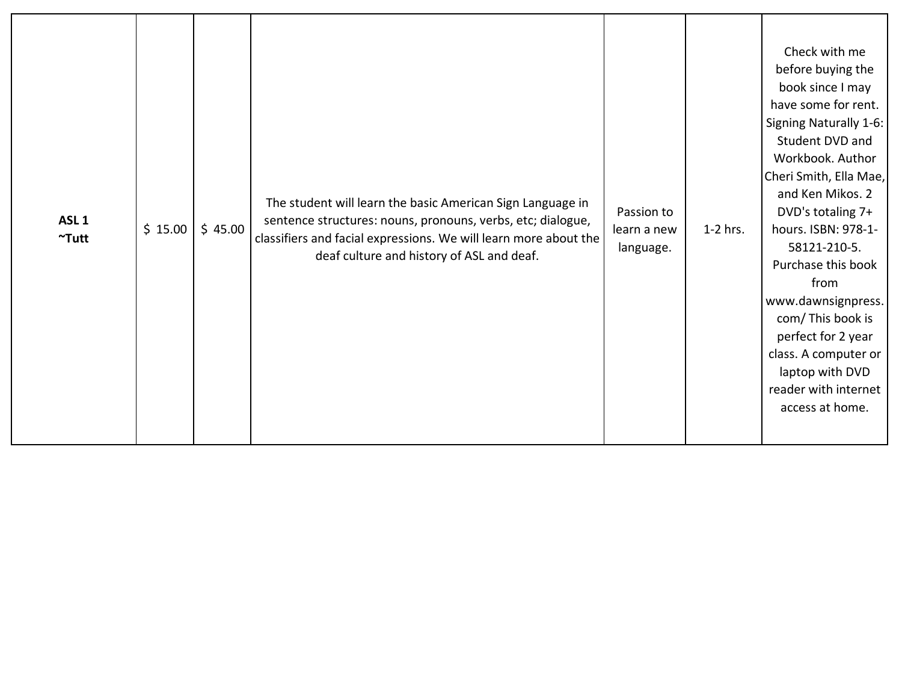| | | | | | | |
|---|---|---|---|---|---|---|
| **ASL 1 ~Tutt** | $ 15.00 | $ 45.00 | The student will learn the basic American Sign Language in sentence structures: nouns, pronouns, verbs, etc; dialogue, classifiers and facial expressions. We will learn more about the deaf culture and history of ASL and deaf. | Passion to learn a new language. | 1-2 hrs. | Check with me before buying the book since I may have some for rent. Signing Naturally 1-6: Student DVD and Workbook. Author Cheri Smith, Ella Mae, and Ken Mikos. 2 DVD's totaling 7+ hours. ISBN: 978-1-58121-210-5. Purchase this book from www.dawnsignpress.com/ This book is perfect for 2 year class. A computer or laptop with DVD reader with internet access at home. |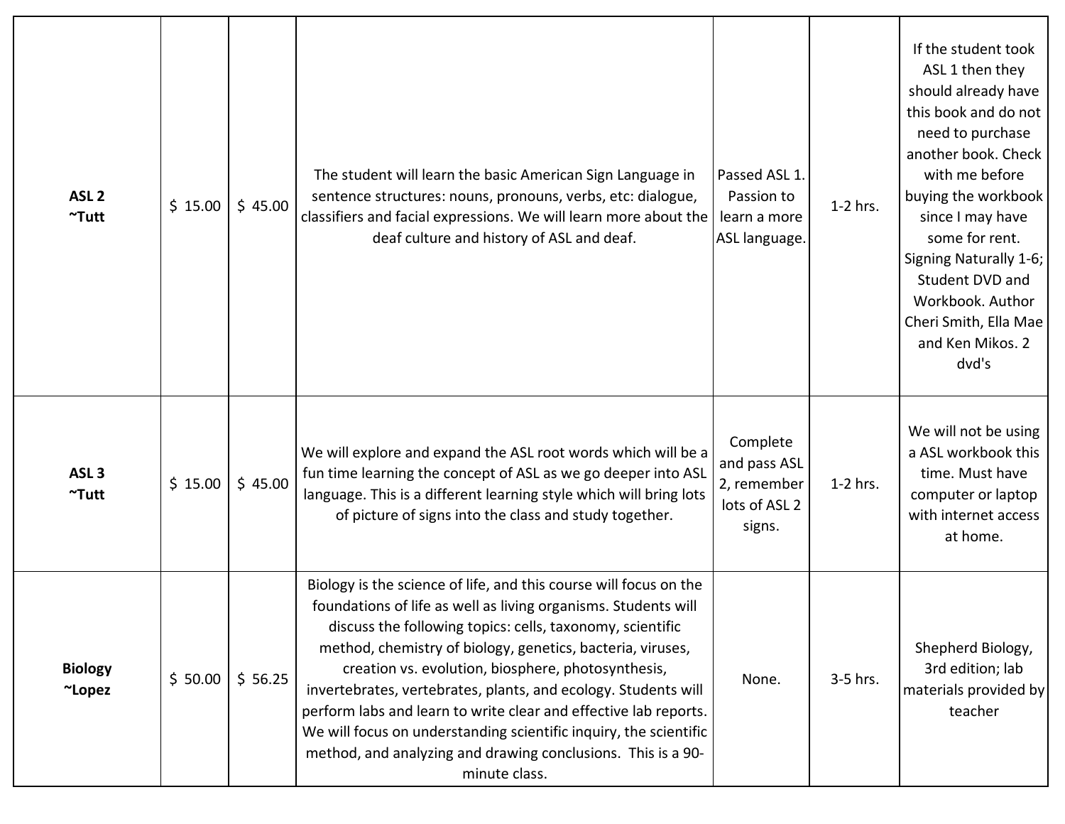| | | | | | | |
|---|---|---|---|---|---|---|
| **ASL 2 ~Tutt** | $ 15.00 | $ 45.00 | The student will learn the basic American Sign Language in sentence structures: nouns, pronouns, verbs, etc: dialogue, classifiers and facial expressions. We will learn more about the deaf culture and history of ASL and deaf. | Passed ASL 1. Passion to learn a more ASL language. | 1-2 hrs. | If the student took ASL 1 then they should already have this book and do not need to purchase another book. Check with me before buying the workbook since I may have some for rent. Signing Naturally 1-6; Student DVD and Workbook. Author Cheri Smith, Ella Mae and Ken Mikos. 2 dvd's |
| **ASL 3 ~Tutt** | $ 15.00 | $ 45.00 | We will explore and expand the ASL root words which will be a fun time learning the concept of ASL as we go deeper into ASL language. This is a different learning style which will bring lots of picture of signs into the class and study together. | Complete and pass ASL 2, remember lots of ASL 2 signs. | 1-2 hrs. | We will not be using a ASL workbook this time. Must have computer or laptop with internet access at home. |
| **Biology ~Lopez** | $ 50.00 | $ 56.25 | Biology is the science of life, and this course will focus on the foundations of life as well as living organisms. Students will discuss the following topics: cells, taxonomy, scientific method, chemistry of biology, genetics, bacteria, viruses, creation vs. evolution, biosphere, photosynthesis, invertebrates, vertebrates, plants, and ecology. Students will perform labs and learn to write clear and effective lab reports. We will focus on understanding scientific inquiry, the scientific method, and analyzing and drawing conclusions. This is a 90-minute class. | None. | 3-5 hrs. | Shepherd Biology, 3rd edition; lab materials provided by teacher |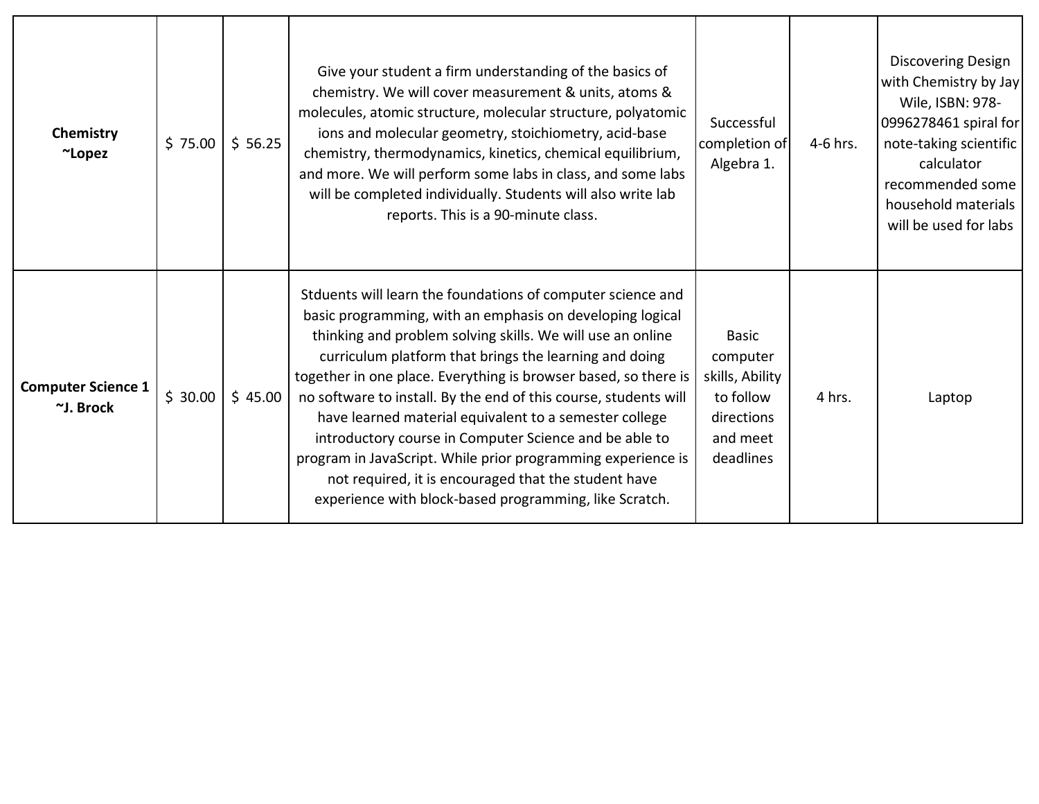| | | | | | | |
|---|---|---|---|---|---|---|
| **Chemistry ~Lopez** | $ 75.00 | $ 56.25 | Give your student a firm understanding of the basics of chemistry. We will cover measurement & units, atoms & molecules, atomic structure, molecular structure, polyatomic ions and molecular geometry, stoichiometry, acid-base chemistry, thermodynamics, kinetics, chemical equilibrium, and more. We will perform some labs in class, and some labs will be completed individually. Students will also write lab reports. This is a 90-minute class. | Successful completion of Algebra 1. | 4-6 hrs. | Discovering Design with Chemistry by Jay Wile, ISBN: 978-0996278461 spiral for note-taking scientific calculator recommended some household materials will be used for labs |
| **Computer Science 1 ~J. Brock** | $ 30.00 | $ 45.00 | Stduents will learn the foundations of computer science and basic programming, with an emphasis on developing logical thinking and problem solving skills. We will use an online curriculum platform that brings the learning and doing together in one place. Everything is browser based, so there is no software to install. By the end of this course, students will have learned material equivalent to a semester college introductory course in Computer Science and be able to program in JavaScript. While prior programming experience is not required, it is encouraged that the student have experience with block-based programming, like Scratch. | Basic computer skills, Ability to follow directions and meet deadlines | 4 hrs. | Laptop |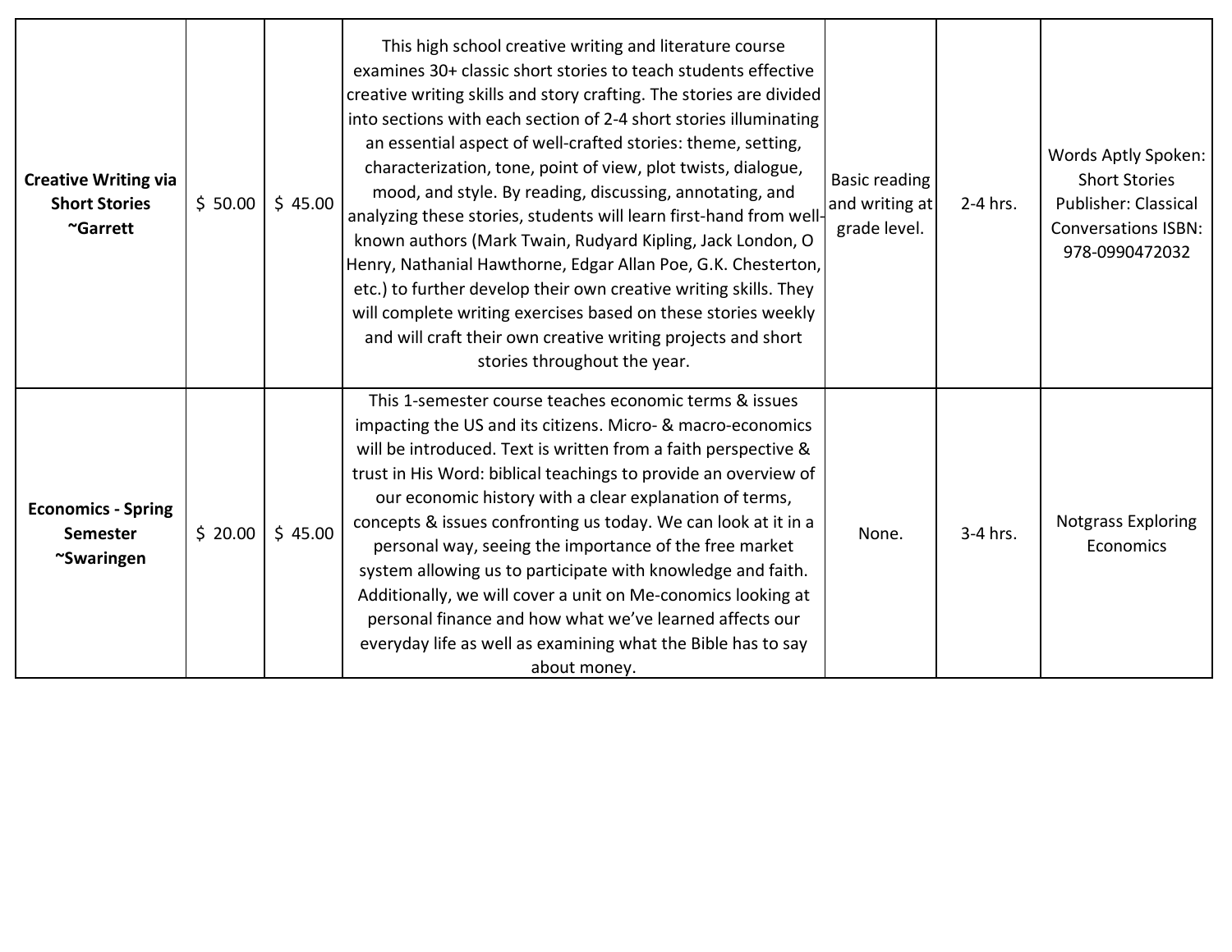| | | | | | | |
|---|---|---|---|---|---|---|
| **Creative Writing via Short Stories ~Garrett** | $ 50.00 | $ 45.00 | This high school creative writing and literature course examines 30+ classic short stories to teach students effective creative writing skills and story crafting. The stories are divided into sections with each section of 2-4 short stories illuminating an essential aspect of well-crafted stories: theme, setting, characterization, tone, point of view, plot twists, dialogue, mood, and style. By reading, discussing, annotating, and analyzing these stories, students will learn first-hand from well-known authors (Mark Twain, Rudyard Kipling, Jack London, O Henry, Nathanial Hawthorne, Edgar Allan Poe, G.K. Chesterton, etc.) to further develop their own creative writing skills. They will complete writing exercises based on these stories weekly and will craft their own creative writing projects and short stories throughout the year. | Basic reading and writing at grade level. | 2-4 hrs. | Words Aptly Spoken: Short Stories Publisher: Classical Conversations ISBN: 978-0990472032 |
| **Economics - Spring Semester ~Swaringen** | $ 20.00 | $ 45.00 | This 1-semester course teaches economic terms & issues impacting the US and its citizens. Micro- & macro-economics will be introduced. Text is written from a faith perspective & trust in His Word: biblical teachings to provide an overview of our economic history with a clear explanation of terms, concepts & issues confronting us today. We can look at it in a personal way, seeing the importance of the free market system allowing us to participate with knowledge and faith. Additionally, we will cover a unit on Me-conomics looking at personal finance and how what we've learned affects our everyday life as well as examining what the Bible has to say about money. | None. | 3-4 hrs. | Notgrass Exploring Economics |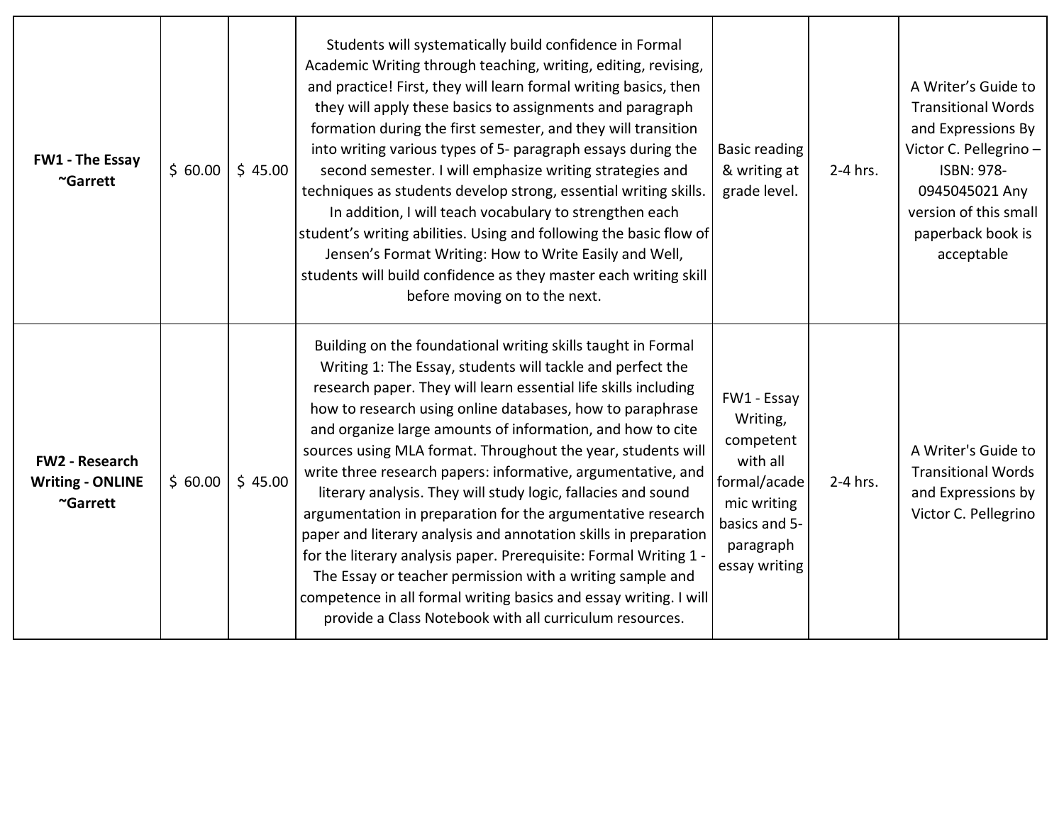| | | | | | | |
|---|---|---|---|---|---|---|
| **FW1 - The Essay ~Garrett** | $ 60.00 | $ 45.00 | Students will systematically build confidence in Formal Academic Writing through teaching, writing, editing, revising, and practice! First, they will learn formal writing basics, then they will apply these basics to assignments and paragraph formation during the first semester, and they will transition into writing various types of 5- paragraph essays during the second semester. I will emphasize writing strategies and techniques as students develop strong, essential writing skills. In addition, I will teach vocabulary to strengthen each student's writing abilities. Using and following the basic flow of Jensen's Format Writing: How to Write Easily and Well, students will build confidence as they master each writing skill before moving on to the next. | Basic reading & writing at grade level. | 2-4 hrs. | A Writer's Guide to Transitional Words and Expressions By Victor C. Pellegrino – ISBN: 978-0945045021 Any version of this small paperback book is acceptable |
| **FW2 - Research Writing - ONLINE ~Garrett** | $ 60.00 | $ 45.00 | Building on the foundational writing skills taught in Formal Writing 1: The Essay, students will tackle and perfect the research paper. They will learn essential life skills including how to research using online databases, how to paraphrase and organize large amounts of information, and how to cite sources using MLA format. Throughout the year, students will write three research papers: informative, argumentative, and literary analysis. They will study logic, fallacies and sound argumentation in preparation for the argumentative research paper and literary analysis and annotation skills in preparation for the literary analysis paper. Prerequisite: Formal Writing 1 - The Essay or teacher permission with a writing sample and competence in all formal writing basics and essay writing. I will provide a Class Notebook with all curriculum resources. | FW1 - Essay Writing, competent with all formal/academic writing basics and 5-paragraph essay writing | 2-4 hrs. | A Writer's Guide to Transitional Words and Expressions by Victor C. Pellegrino |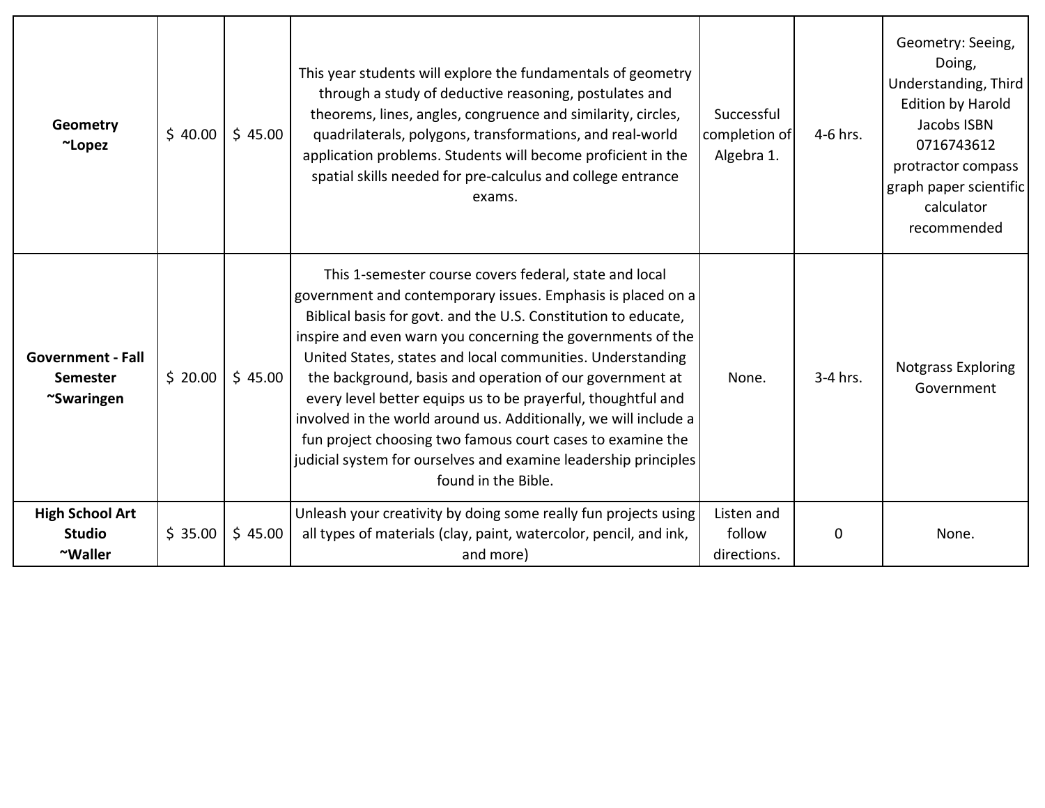| **Geometry ~Lopez** | $ 40.00 | $ 45.00 | This year students will explore the fundamentals of geometry through a study of deductive reasoning, postulates and theorems, lines, angles, congruence and similarity, circles, quadrilaterals, polygons, transformations, and real-world application problems. Students will become proficient in the spatial skills needed for pre-calculus and college entrance exams. | Successful completion of Algebra 1. | 4-6 hrs. | Geometry: Seeing, Doing, Understanding, Third Edition by Harold Jacobs ISBN 0716743612 protractor compass graph paper scientific calculator recommended |
|---|---|---|---|---|---|---|
| **Government - Fall Semester ~Swaringen** | $ 20.00 | $ 45.00 | This 1-semester course covers federal, state and local government and contemporary issues. Emphasis is placed on a Biblical basis for govt. and the U.S. Constitution to educate, inspire and even warn you concerning the governments of the United States, states and local communities. Understanding the background, basis and operation of our government at every level better equips us to be prayerful, thoughtful and involved in the world around us. Additionally, we will include a fun project choosing two famous court cases to examine the judicial system for ourselves and examine leadership principles found in the Bible. | None. | 3-4 hrs. | Notgrass Exploring Government |
| **High School Art Studio ~Waller** | $ 35.00 | $ 45.00 | Unleash your creativity by doing some really fun projects using all types of materials (clay, paint, watercolor, pencil, and ink, and more) | Listen and follow directions. | 0 | None. |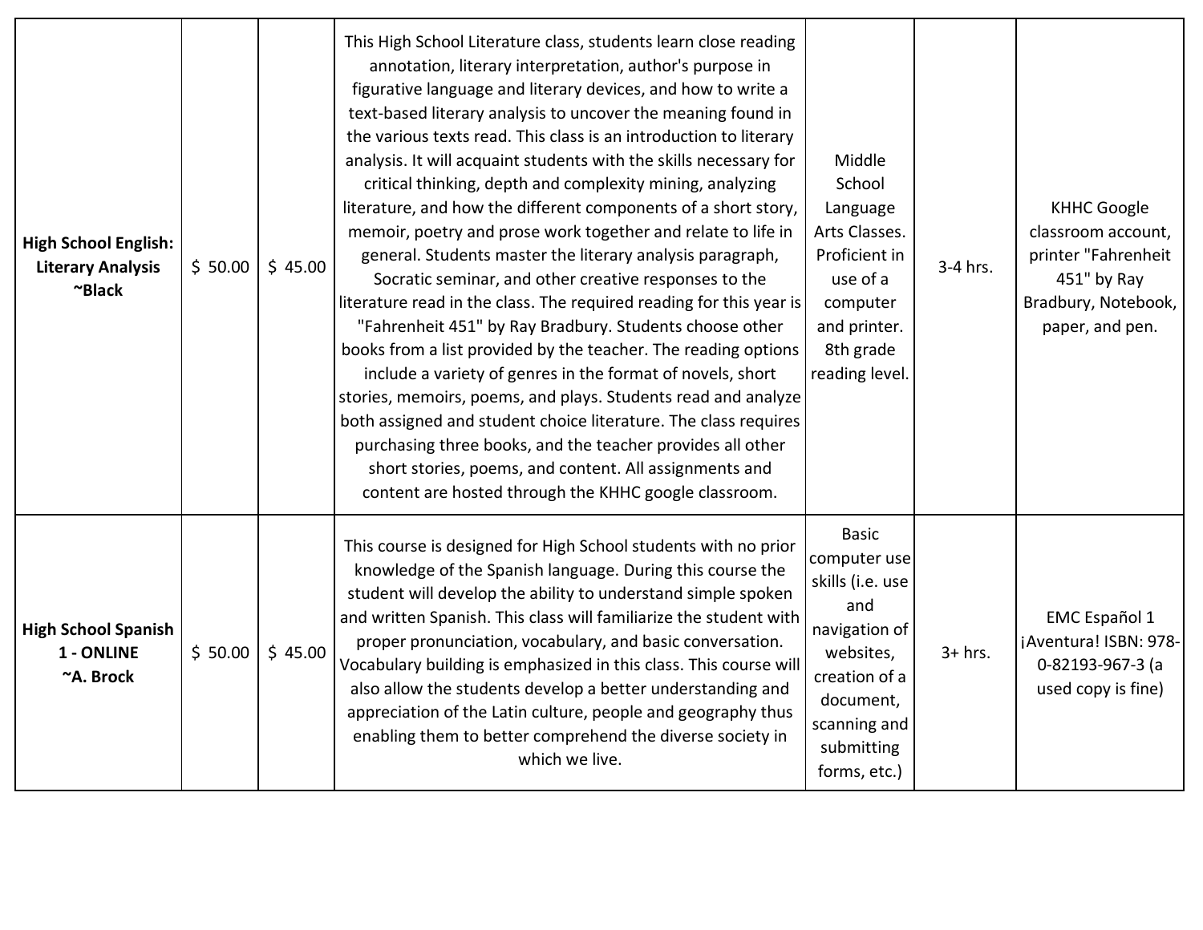| | | | | | | |
|---|---|---|---|---|---|---|
| **High School English: Literary Analysis ~Black** | $ 50.00 | $ 45.00 | This High School Literature class, students learn close reading annotation, literary interpretation, author's purpose in figurative language and literary devices, and how to write a text-based literary analysis to uncover the meaning found in the various texts read. This class is an introduction to literary analysis. It will acquaint students with the skills necessary for critical thinking, depth and complexity mining, analyzing literature, and how the different components of a short story, memoir, poetry and prose work together and relate to life in general. Students master the literary analysis paragraph, Socratic seminar, and other creative responses to the literature read in the class. The required reading for this year is "Fahrenheit 451" by Ray Bradbury. Students choose other books from a list provided by the teacher. The reading options include a variety of genres in the format of novels, short stories, memoirs, poems, and plays. Students read and analyze both assigned and student choice literature. The class requires purchasing three books, and the teacher provides all other short stories, poems, and content. All assignments and content are hosted through the KHHC google classroom. | Middle School Language Arts Classes. Proficient in use of a computer and printer. 8th grade reading level. | 3-4 hrs. | KHHC Google classroom account, printer "Fahrenheit 451" by Ray Bradbury, Notebook, paper, and pen. |
| **High School Spanish 1 - ONLINE ~A. Brock** | $ 50.00 | $ 45.00 | This course is designed for High School students with no prior knowledge of the Spanish language. During this course the student will develop the ability to understand simple spoken and written Spanish. This class will familiarize the student with proper pronunciation, vocabulary, and basic conversation. Vocabulary building is emphasized in this class. This course will also allow the students develop a better understanding and appreciation of the Latin culture, people and geography thus enabling them to better comprehend the diverse society in which we live. | Basic computer use skills (i.e. use and navigation of websites, creation of a document, scanning and submitting forms, etc.) | 3+ hrs. | EMC Español 1 ¡Aventura! ISBN: 978-0-82193-967-3 (a used copy is fine) |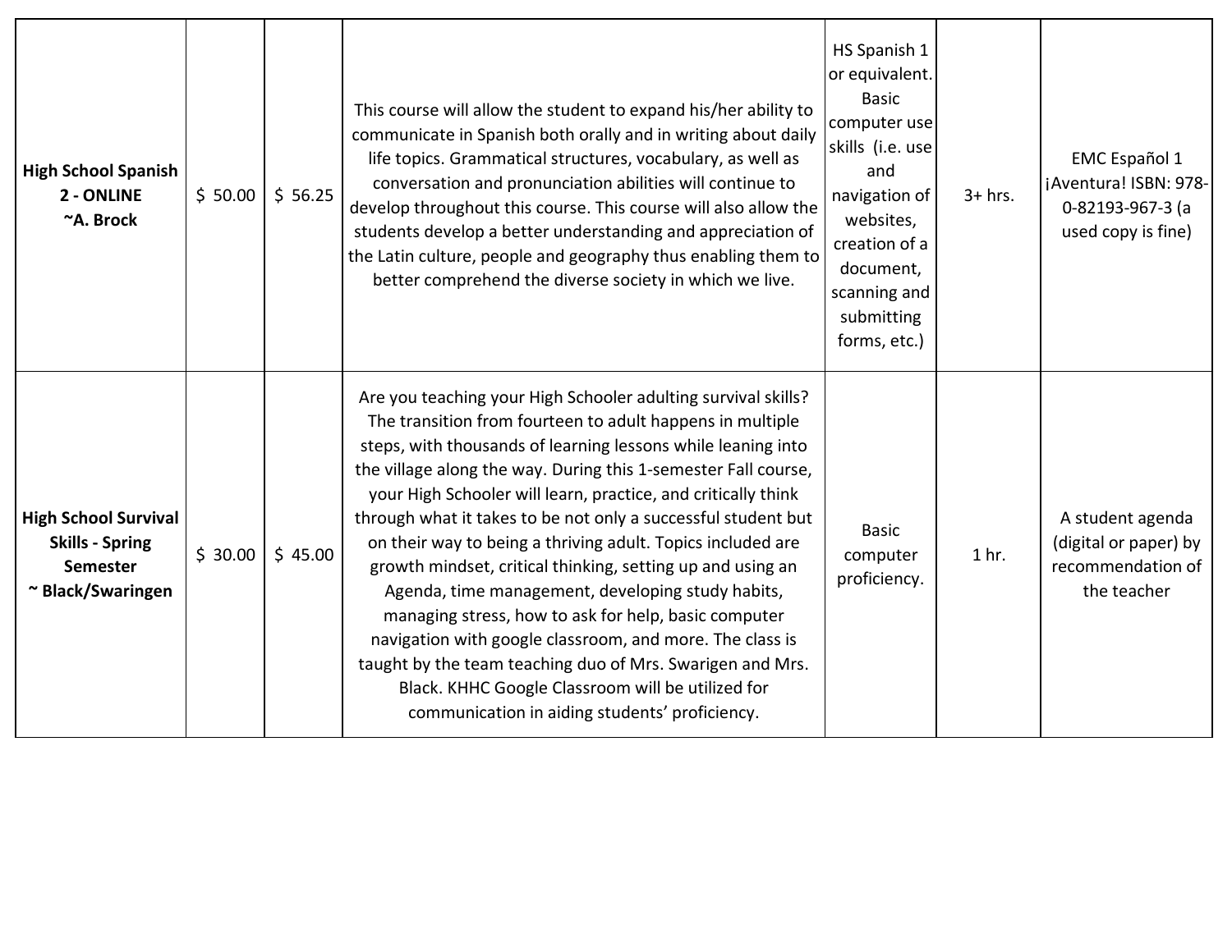| | | | | | | |
|---|---|---|---|---|---|---|
| **High School Spanish 2 - ONLINE ~A. Brock** | $ 50.00 | $ 56.25 | This course will allow the student to expand his/her ability to communicate in Spanish both orally and in writing about daily life topics. Grammatical structures, vocabulary, as well as conversation and pronunciation abilities will continue to develop throughout this course. This course will also allow the students develop a better understanding and appreciation of the Latin culture, people and geography thus enabling them to better comprehend the diverse society in which we live. | HS Spanish 1 or equivalent. Basic computer use skills (i.e. use and navigation of websites, creation of a document, scanning and submitting forms, etc.) | 3+ hrs. | EMC Español 1 ¡Aventura! ISBN: 978-0-82193-967-3 (a used copy is fine) |
| **High School Survival Skills - Spring Semester ~ Black/Swaringen** | $ 30.00 | $ 45.00 | Are you teaching your High Schooler adulting survival skills? The transition from fourteen to adult happens in multiple steps, with thousands of learning lessons while leaning into the village along the way. During this 1-semester Fall course, your High Schooler will learn, practice, and critically think through what it takes to be not only a successful student but on their way to being a thriving adult. Topics included are growth mindset, critical thinking, setting up and using an Agenda, time management, developing study habits, managing stress, how to ask for help, basic computer navigation with google classroom, and more. The class is taught by the team teaching duo of Mrs. Swarigen and Mrs. Black. KHHC Google Classroom will be utilized for communication in aiding students' proficiency. | Basic computer proficiency. | 1 hr. | A student agenda (digital or paper) by recommendation of the teacher |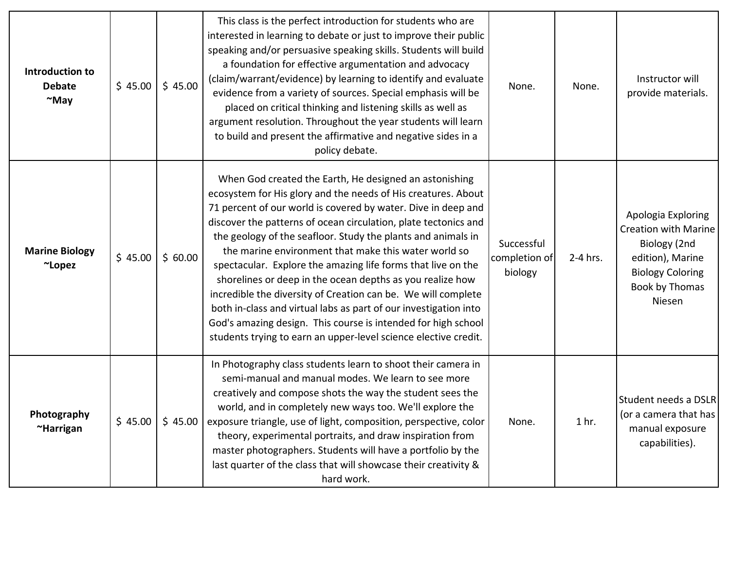| | | | | | | |
|---|---|---|---|---|---|---|
| **Introduction to Debate ~May** | $ 45.00 | $ 45.00 | This class is the perfect introduction for students who are interested in learning to debate or just to improve their public speaking and/or persuasive speaking skills. Students will build a foundation for effective argumentation and advocacy (claim/warrant/evidence) by learning to identify and evaluate evidence from a variety of sources. Special emphasis will be placed on critical thinking and listening skills as well as argument resolution. Throughout the year students will learn to build and present the affirmative and negative sides in a policy debate. | None. | None. | Instructor will provide materials. |
| **Marine Biology ~Lopez** | $ 45.00 | $ 60.00 | When God created the Earth, He designed an astonishing ecosystem for His glory and the needs of His creatures. About 71 percent of our world is covered by water. Dive in deep and discover the patterns of ocean circulation, plate tectonics and the geology of the seafloor. Study the plants and animals in the marine environment that make this water world so spectacular. Explore the amazing life forms that live on the shorelines or deep in the ocean depths as you realize how incredible the diversity of Creation can be. We will complete both in-class and virtual labs as part of our investigation into God's amazing design. This course is intended for high school students trying to earn an upper-level science elective credit. | Successful completion of biology | 2-4 hrs. | Apologia Exploring Creation with Marine Biology (2nd edition), Marine Biology Coloring Book by Thomas Niesen |
| **Photography ~Harrigan** | $ 45.00 | $ 45.00 | In Photography class students learn to shoot their camera in semi-manual and manual modes. We learn to see more creatively and compose shots the way the student sees the world, and in completely new ways too. We'll explore the exposure triangle, use of light, composition, perspective, color theory, experimental portraits, and draw inspiration from master photographers. Students will have a portfolio by the last quarter of the class that will showcase their creativity & hard work. | None. | 1 hr. | Student needs a DSLR (or a camera that has manual exposure capabilities). |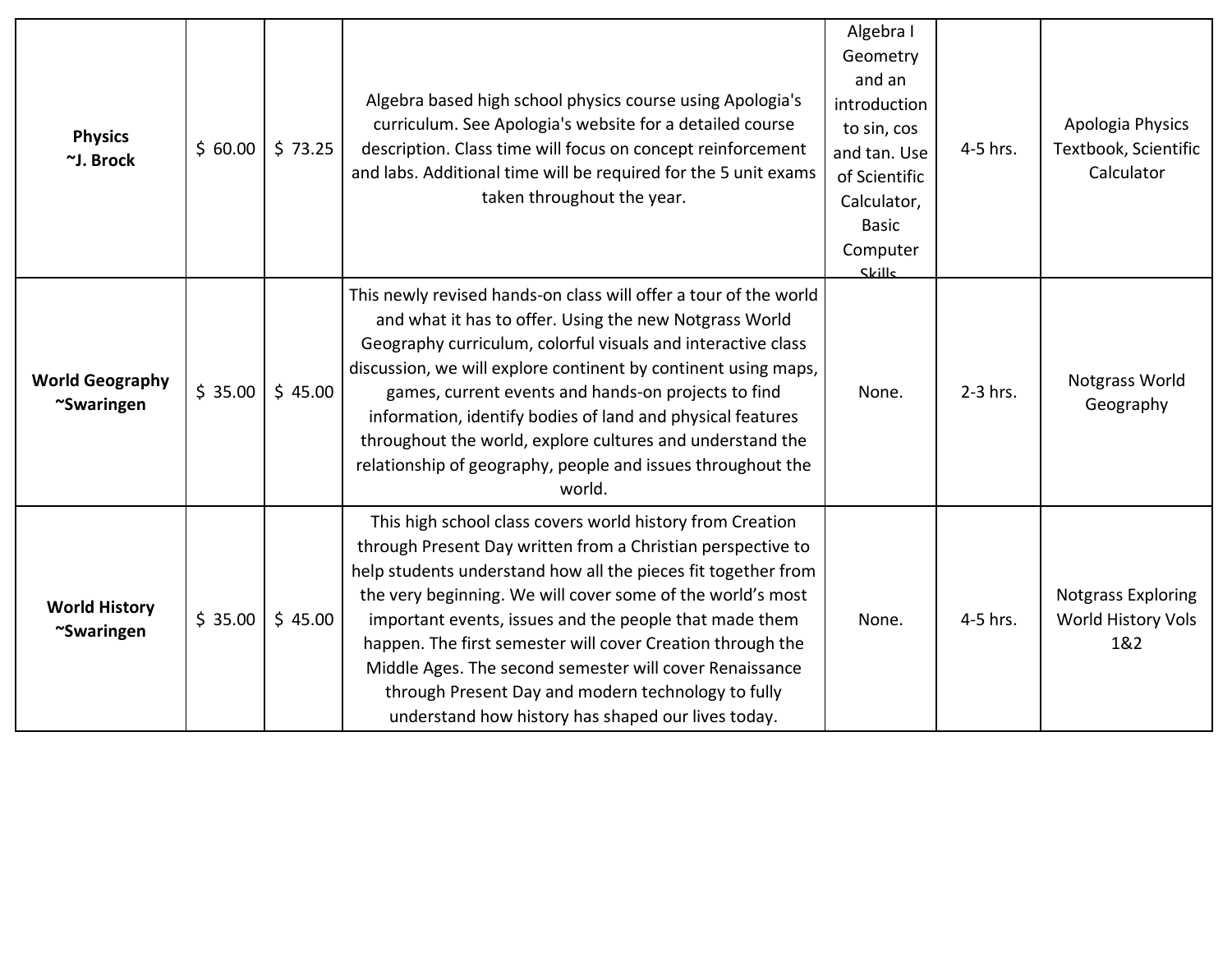| | | | | | | |
|---|---|---|---|---|---|---|
| **Physics ~J. Brock** | $ 60.00 | $ 73.25 | Algebra based high school physics course using Apologia's curriculum. See Apologia's website for a detailed course description. Class time will focus on concept reinforcement and labs. Additional time will be required for the 5 unit exams taken throughout the year. | Algebra I Geometry and an introduction to sin, cos and tan. Use of Scientific Calculator, Basic Computer Skills | 4-5 hrs. | Apologia Physics Textbook, Scientific Calculator |
| **World Geography ~Swaringen** | $ 35.00 | $ 45.00 | This newly revised hands-on class will offer a tour of the world and what it has to offer. Using the new Notgrass World Geography curriculum, colorful visuals and interactive class discussion, we will explore continent by continent using maps, games, current events and hands-on projects to find information, identify bodies of land and physical features throughout the world, explore cultures and understand the relationship of geography, people and issues throughout the world. | None. | 2-3 hrs. | Notgrass World Geography |
| **World History ~Swaringen** | $ 35.00 | $ 45.00 | This high school class covers world history from Creation through Present Day written from a Christian perspective to help students understand how all the pieces fit together from the very beginning. We will cover some of the world's most important events, issues and the people that made them happen. The first semester will cover Creation through the Middle Ages. The second semester will cover Renaissance through Present Day and modern technology to fully understand how history has shaped our lives today. | None. | 4-5 hrs. | Notgrass Exploring World History Vols 1&2 |